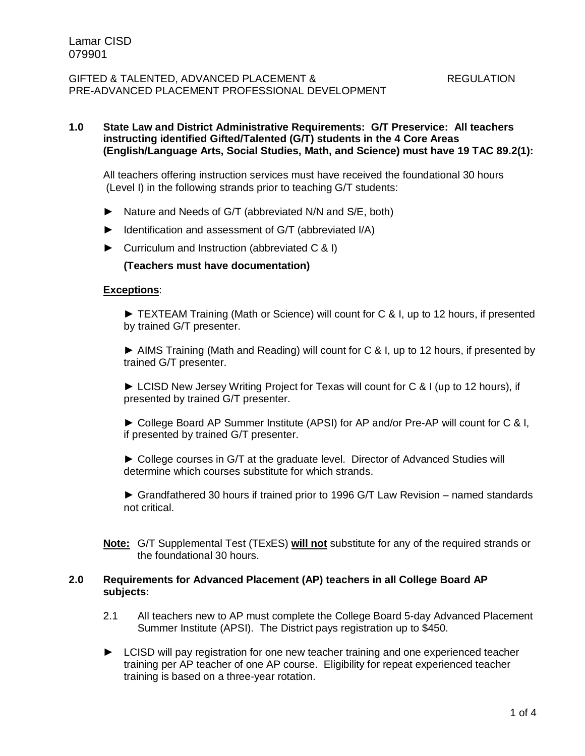Lamar CISD
079901

GIFTED & TALENTED, ADVANCED PLACEMENT & PRE-ADVANCED PLACEMENT PROFESSIONAL DEVELOPMENT — REGULATION

**1.0 State Law and District Administrative Requirements: G/T Preservice: All teachers instructing identified Gifted/Talented (G/T) students in the 4 Core Areas (English/Language Arts, Social Studies, Math, and Science) must have 19 TAC 89.2(1):**

All teachers offering instruction services must have received the foundational 30 hours (Level I) in the following strands prior to teaching G/T students:

- ► Nature and Needs of G/T (abbreviated N/N and S/E, both)
- ► Identification and assessment of G/T (abbreviated I/A)
- ► Curriculum and Instruction (abbreviated C & I)

**(Teachers must have documentation)**

**<u>Exceptions</u>**:

► TEXTEAM Training (Math or Science) will count for C & I, up to 12 hours, if presented by trained G/T presenter.

► AIMS Training (Math and Reading) will count for C & I, up to 12 hours, if presented by trained G/T presenter.

► LCISD New Jersey Writing Project for Texas will count for C & I (up to 12 hours), if presented by trained G/T presenter.

► College Board AP Summer Institute (APSI) for AP and/or Pre-AP will count for C & I, if presented by trained G/T presenter.

► College courses in G/T at the graduate level. Director of Advanced Studies will determine which courses substitute for which strands.

► Grandfathered 30 hours if trained prior to 1996 G/T Law Revision – named standards not critical.

**<u>Note:</u>** G/T Supplemental Test (TExES) **<u>will not</u>** substitute for any of the required strands or the foundational 30 hours.

**2.0 Requirements for Advanced Placement (AP) teachers in all College Board AP subjects:**

2.1 All teachers new to AP must complete the College Board 5-day Advanced Placement Summer Institute (APSI). The District pays registration up to $450.

► LCISD will pay registration for one new teacher training and one experienced teacher training per AP teacher of one AP course. Eligibility for repeat experienced teacher training is based on a three-year rotation.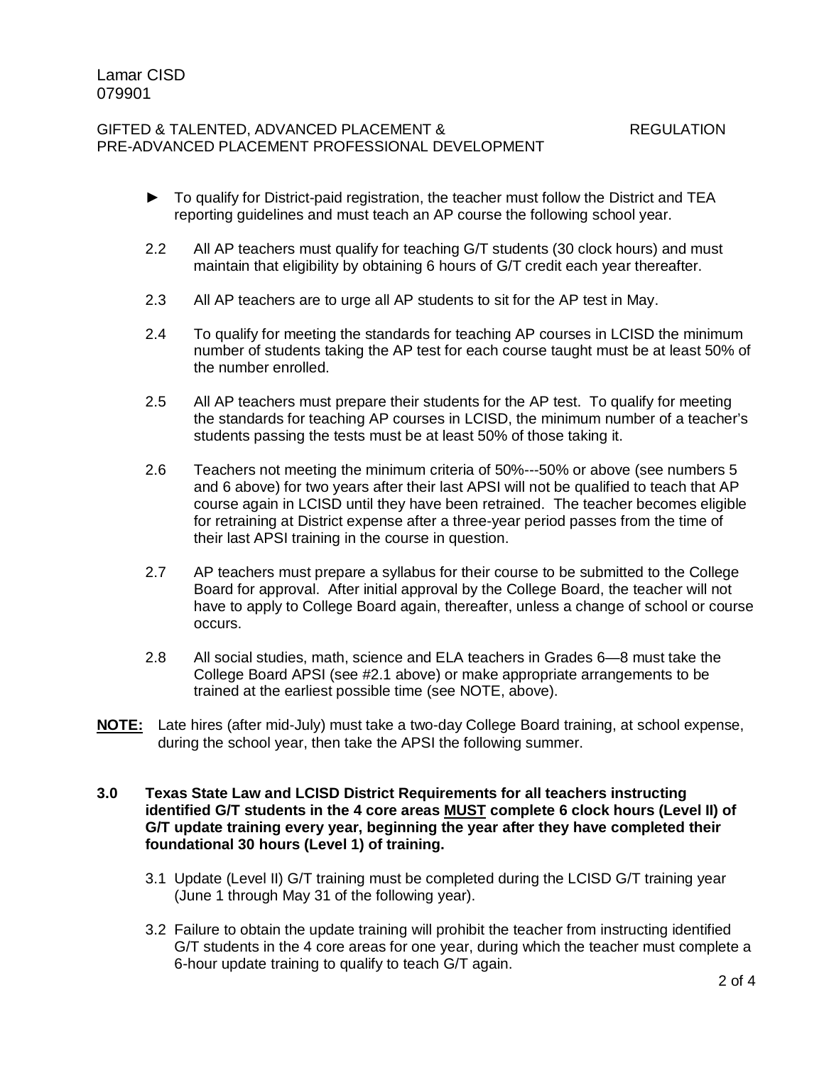- ► To qualify for District-paid registration, the teacher must follow the District and TEA reporting guidelines and must teach an AP course the following school year.

2.2 All AP teachers must qualify for teaching G/T students (30 clock hours) and must maintain that eligibility by obtaining 6 hours of G/T credit each year thereafter.

2.3 All AP teachers are to urge all AP students to sit for the AP test in May.

2.4 To qualify for meeting the standards for teaching AP courses in LCISD the minimum number of students taking the AP test for each course taught must be at least 50% of the number enrolled.

2.5 All AP teachers must prepare their students for the AP test. To qualify for meeting the standards for teaching AP courses in LCISD, the minimum number of a teacher's students passing the tests must be at least 50% of those taking it.

2.6 Teachers not meeting the minimum criteria of 50%---50% or above (see numbers 5 and 6 above) for two years after their last APSI will not be qualified to teach that AP course again in LCISD until they have been retrained. The teacher becomes eligible for retraining at District expense after a three-year period passes from the time of their last APSI training in the course in question.

2.7 AP teachers must prepare a syllabus for their course to be submitted to the College Board for approval. After initial approval by the College Board, the teacher will not have to apply to College Board again, thereafter, unless a change of school or course occurs.

2.8 All social studies, math, science and ELA teachers in Grades 6—8 must take the College Board APSI (see #2.1 above) or make appropriate arrangements to be trained at the earliest possible time (see NOTE, above).

**NOTE:** Late hires (after mid-July) must take a two-day College Board training, at school expense, during the school year, then take the APSI the following summer.

**3.0 Texas State Law and LCISD District Requirements for all teachers instructing identified G/T students in the 4 core areas <u>MUST</u> complete 6 clock hours (Level II) of G/T update training every year, beginning the year after they have completed their foundational 30 hours (Level 1) of training.**

3.1 Update (Level II) G/T training must be completed during the LCISD G/T training year (June 1 through May 31 of the following year).

3.2 Failure to obtain the update training will prohibit the teacher from instructing identified G/T students in the 4 core areas for one year, during which the teacher must complete a 6-hour update training to qualify to teach G/T again.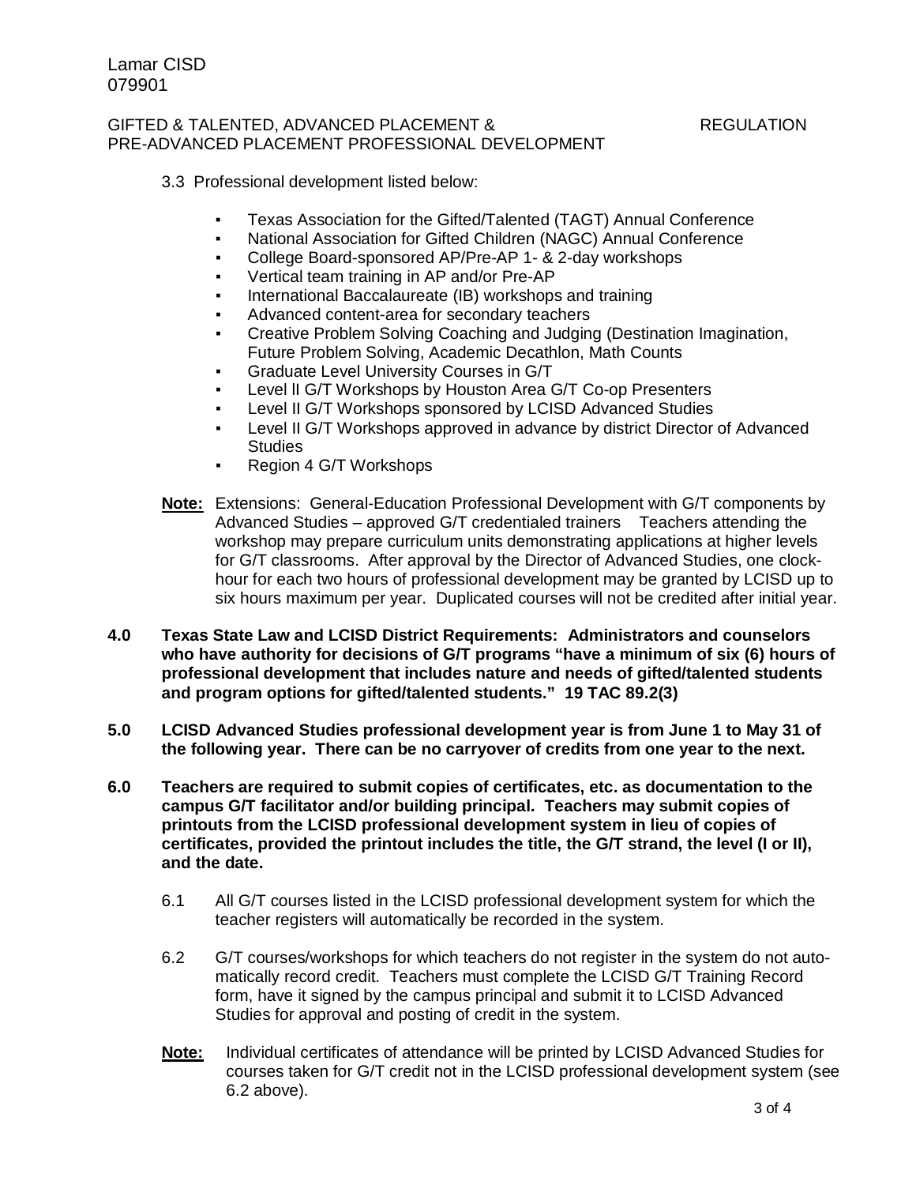3.3 Professional development listed below:

- Texas Association for the Gifted/Talented (TAGT) Annual Conference
- National Association for Gifted Children (NAGC) Annual Conference
- College Board-sponsored AP/Pre-AP 1- & 2-day workshops
- Vertical team training in AP and/or Pre-AP
- International Baccalaureate (IB) workshops and training
- Advanced content-area for secondary teachers
- Creative Problem Solving Coaching and Judging (Destination Imagination, Future Problem Solving, Academic Decathlon, Math Counts
- Graduate Level University Courses in G/T
- Level ll G/T Workshops by Houston Area G/T Co-op Presenters
- Level II G/T Workshops sponsored by LCISD Advanced Studies
- Level II G/T Workshops approved in advance by district Director of Advanced Studies
- Region 4 G/T Workshops

**Note:** Extensions: General-Education Professional Development with G/T components by Advanced Studies – approved G/T credentialed trainers Teachers attending the workshop may prepare curriculum units demonstrating applications at higher levels for G/T classrooms. After approval by the Director of Advanced Studies, one clock-hour for each two hours of professional development may be granted by LCISD up to six hours maximum per year. Duplicated courses will not be credited after initial year.

**4.0 Texas State Law and LCISD District Requirements: Administrators and counselors who have authority for decisions of G/T programs "have a minimum of six (6) hours of professional development that includes nature and needs of gifted/talented students and program options for gifted/talented students." 19 TAC 89.2(3)**

**5.0 LCISD Advanced Studies professional development year is from June 1 to May 31 of the following year. There can be no carryover of credits from one year to the next.**

**6.0 Teachers are required to submit copies of certificates, etc. as documentation to the campus G/T facilitator and/or building principal. Teachers may submit copies of printouts from the LCISD professional development system in lieu of copies of certificates, provided the printout includes the title, the G/T strand, the level (I or II), and the date.**

6.1 All G/T courses listed in the LCISD professional development system for which the teacher registers will automatically be recorded in the system.

6.2 G/T courses/workshops for which teachers do not register in the system do not automatically record credit. Teachers must complete the LCISD G/T Training Record form, have it signed by the campus principal and submit it to LCISD Advanced Studies for approval and posting of credit in the system.

**Note:** Individual certificates of attendance will be printed by LCISD Advanced Studies for courses taken for G/T credit not in the LCISD professional development system (see 6.2 above).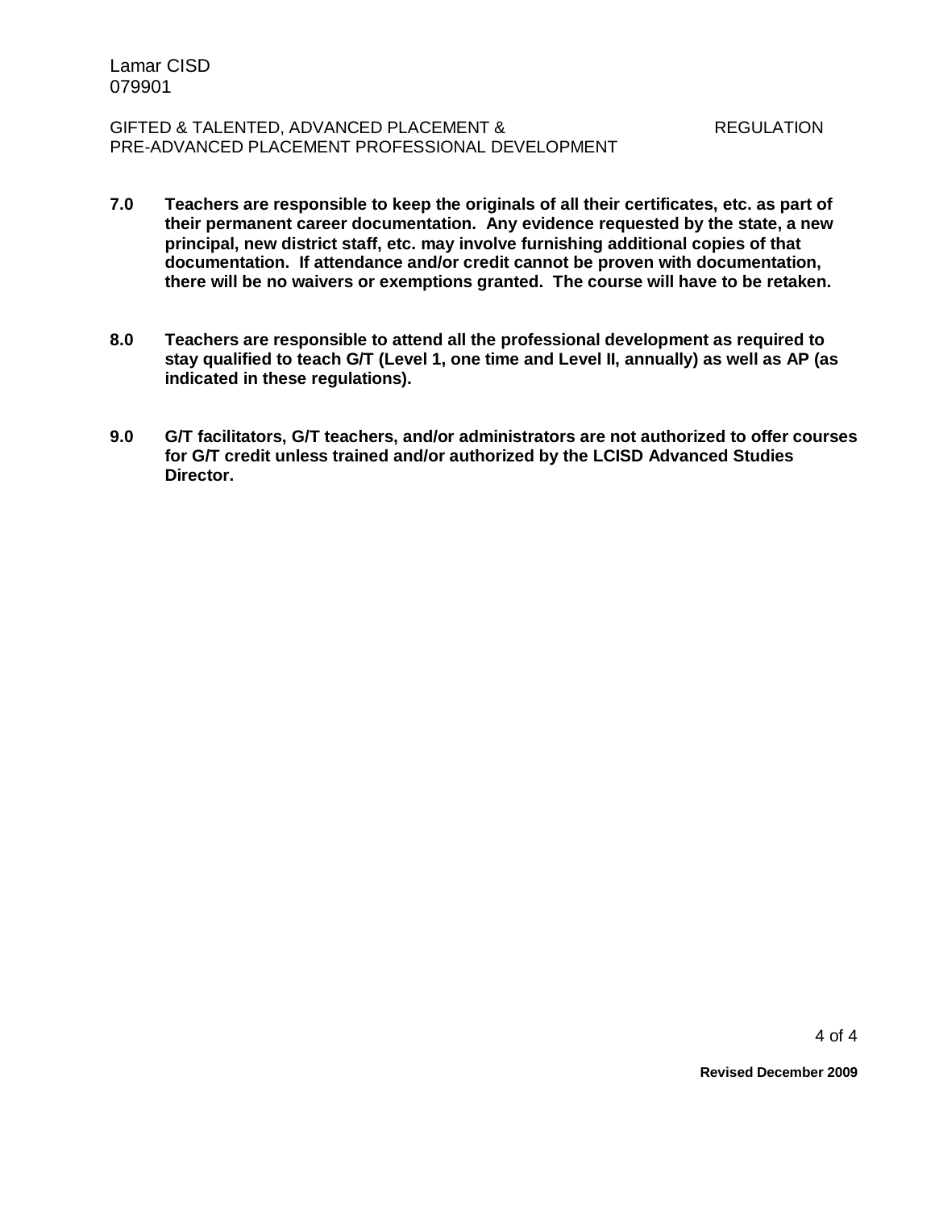**7.0 Teachers are responsible to keep the originals of all their certificates, etc. as part of their permanent career documentation. Any evidence requested by the state, a new principal, new district staff, etc. may involve furnishing additional copies of that documentation. If attendance and/or credit cannot be proven with documentation, there will be no waivers or exemptions granted. The course will have to be retaken.**

**8.0 Teachers are responsible to attend all the professional development as required to stay qualified to teach G/T (Level 1, one time and Level II, annually) as well as AP (as indicated in these regulations).**

**9.0 G/T facilitators, G/T teachers, and/or administrators are not authorized to offer courses for G/T credit unless trained and/or authorized by the LCISD Advanced Studies Director.**

**Revised December 2009**